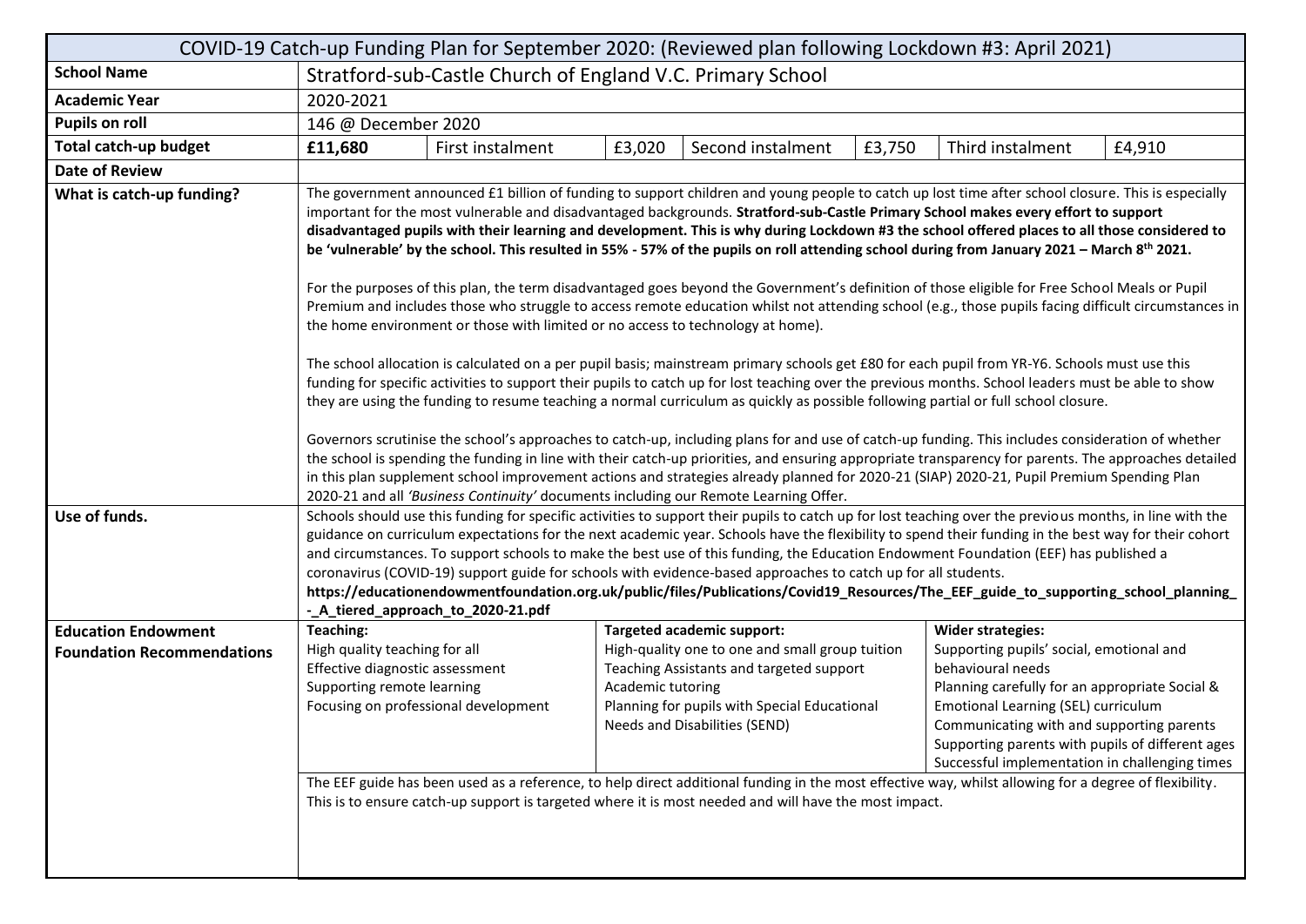# COVID-19 Catch-up Funding Plan for September 2020: (Reviewed plan following Lockdown #3: April 2021)

| | | | | | | | |
|---|---|---|---|---|---|---|---|
| **School Name** | Stratford-sub-Castle Church of England V.C. Primary School | | | | | | |
| **Academic Year** | 2020-2021 | | | | | | |
| **Pupils on roll** | 146 @ December 2020 | | | | | | |
| **Total catch-up budget** | **£11,680** | First instalment | £3,020 | Second instalment | £3,750 | Third instalment | £4,910 |
| **Date of Review** | | | | | | | |

**What is catch-up funding?**

The government announced £1 billion of funding to support children and young people to catch up lost time after school closure. This is especially important for the most vulnerable and disadvantaged backgrounds. **Stratford-sub-Castle Primary School makes every effort to support disadvantaged pupils with their learning and development. This is why during Lockdown #3 the school offered places to all those considered to be 'vulnerable' by the school. This resulted in 55% - 57% of the pupils on roll attending school during from January 2021 – March 8th 2021.**

For the purposes of this plan, the term disadvantaged goes beyond the Government's definition of those eligible for Free School Meals or Pupil Premium and includes those who struggle to access remote education whilst not attending school (e.g., those pupils facing difficult circumstances in the home environment or those with limited or no access to technology at home).

The school allocation is calculated on a per pupil basis; mainstream primary schools get £80 for each pupil from YR-Y6. Schools must use this funding for specific activities to support their pupils to catch up for lost teaching over the previous months. School leaders must be able to show they are using the funding to resume teaching a normal curriculum as quickly as possible following partial or full school closure.

Governors scrutinise the school's approaches to catch-up, including plans for and use of catch-up funding. This includes consideration of whether the school is spending the funding in line with their catch-up priorities, and ensuring appropriate transparency for parents. The approaches detailed in this plan supplement school improvement actions and strategies already planned for 2020-21 (SIAP) 2020-21, Pupil Premium Spending Plan 2020-21 and all *'Business Continuity'* documents including our Remote Learning Offer.

**Use of funds.**

Schools should use this funding for specific activities to support their pupils to catch up for lost teaching over the previous months, in line with the guidance on curriculum expectations for the next academic year. Schools have the flexibility to spend their funding in the best way for their cohort and circumstances. To support schools to make the best use of this funding, the Education Endowment Foundation (EEF) has published a coronavirus (COVID-19) support guide for schools with evidence-based approaches to catch up for all students.
**https://educationendowmentfoundation.org.uk/public/files/Publications/Covid19_Resources/The_EEF_guide_to_supporting_school_planning_-_A_tiered_approach_to_2020-21.pdf**

**Education Endowment Foundation Recommendations**

| **Teaching:** | **Targeted academic support:** | **Wider strategies:** |
|---|---|---|
| High quality teaching for all<br>Effective diagnostic assessment<br>Supporting remote learning<br>Focusing on professional development | High-quality one to one and small group tuition<br>Teaching Assistants and targeted support<br>Academic tutoring<br>Planning for pupils with Special Educational Needs and Disabilities (SEND) | Supporting pupils' social, emotional and behavioural needs<br>Planning carefully for an appropriate Social & Emotional Learning (SEL) curriculum<br>Communicating with and supporting parents<br>Supporting parents with pupils of different ages<br>Successful implementation in challenging times |

The EEF guide has been used as a reference, to help direct additional funding in the most effective way, whilst allowing for a degree of flexibility. This is to ensure catch-up support is targeted where it is most needed and will have the most impact.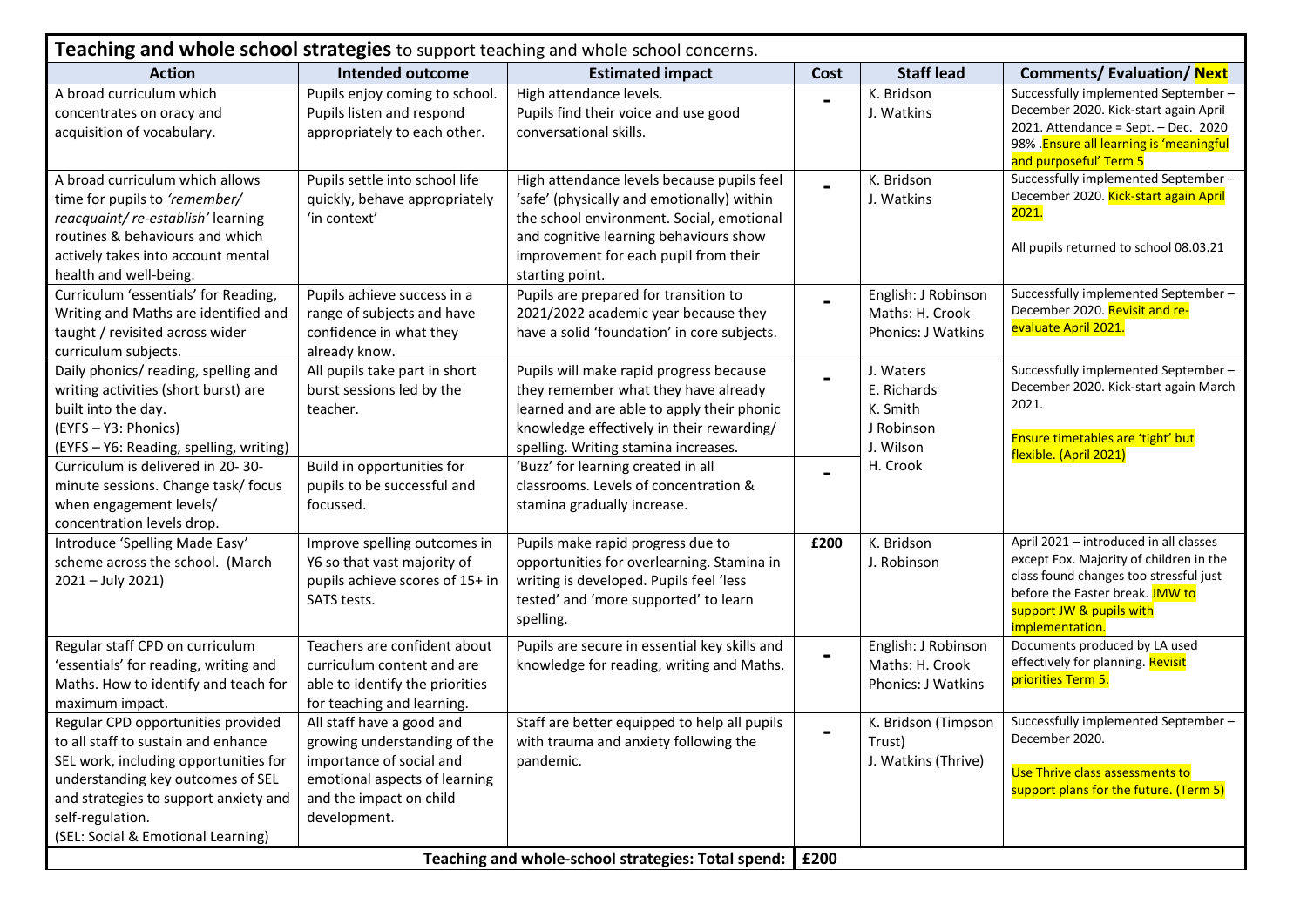**Teaching and whole school strategies** to support teaching and whole school concerns.

| Action | Intended outcome | Estimated impact | Cost | Staff lead | Comments/ Evaluation/ **Next** |
|---|---|---|---|---|---|
| A broad curriculum which concentrates on oracy and acquisition of vocabulary. | Pupils enjoy coming to school. Pupils listen and respond appropriately to each other. | High attendance levels. Pupils find their voice and use good conversational skills. | - | K. Bridson<br>J. Watkins | Successfully implemented September – December 2020. Kick-start again April 2021. Attendance = Sept. – Dec. 2020 98% .Ensure all learning is 'meaningful and purposeful' Term 5 |
| A broad curriculum which allows time for pupils to *'remember/ reacquaint/ re-establish'* learning routines & behaviours and which actively takes into account mental health and well-being. | Pupils settle into school life quickly, behave appropriately 'in context' | High attendance levels because pupils feel 'safe' (physically and emotionally) within the school environment. Social, emotional and cognitive learning behaviours show improvement for each pupil from their starting point. | - | K. Bridson<br>J. Watkins | Successfully implemented September – December 2020. Kick-start again April 2021.<br><br>All pupils returned to school 08.03.21 |
| Curriculum 'essentials' for Reading, Writing and Maths are identified and taught / revisited across wider curriculum subjects. | Pupils achieve success in a range of subjects and have confidence in what they already know. | Pupils are prepared for transition to 2021/2022 academic year because they have a solid 'foundation' in core subjects. | - | English: J Robinson<br>Maths: H. Crook<br>Phonics: J Watkins | Successfully implemented September – December 2020. Revisit and re-evaluate April 2021. |
| Daily phonics/ reading, spelling and writing activities (short burst) are built into the day.<br>(EYFS – Y3: Phonics)<br>(EYFS – Y6: Reading, spelling, writing) | All pupils take part in short burst sessions led by the teacher. | Pupils will make rapid progress because they remember what they have already learned and are able to apply their phonic knowledge effectively in their rewarding/ spelling. Writing stamina increases. | - | J. Waters<br>E. Richards<br>K. Smith<br>J Robinson<br>J. Wilson<br>H. Crook | Successfully implemented September – December 2020. Kick-start again March 2021.<br><br>Ensure timetables are 'tight' but flexible. (April 2021) |
| Curriculum is delivered in 20- 30-minute sessions. Change task/ focus when engagement levels/ concentration levels drop. | Build in opportunities for pupils to be successful and focussed. | 'Buzz' for learning created in all classrooms. Levels of concentration & stamina gradually increase. | - | | |
| Introduce 'Spelling Made Easy' scheme across the school. (March 2021 – July 2021) | Improve spelling outcomes in Y6 so that vast majority of pupils achieve scores of 15+ in SATS tests. | Pupils make rapid progress due to opportunities for overlearning. Stamina in writing is developed. Pupils feel 'less tested' and 'more supported' to learn spelling. | £200 | K. Bridson<br>J. Robinson | April 2021 – introduced in all classes except Fox. Majority of children in the class found changes too stressful just before the Easter break. JMW to support JW & pupils with implementation. |
| Regular staff CPD on curriculum 'essentials' for reading, writing and Maths. How to identify and teach for maximum impact. | Teachers are confident about curriculum content and are able to identify the priorities for teaching and learning. | Pupils are secure in essential key skills and knowledge for reading, writing and Maths. | - | English: J Robinson<br>Maths: H. Crook<br>Phonics: J Watkins | Documents produced by LA used effectively for planning. Revisit priorities Term 5. |
| Regular CPD opportunities provided to all staff to sustain and enhance SEL work, including opportunities for understanding key outcomes of SEL and strategies to support anxiety and self-regulation.<br>(SEL: Social & Emotional Learning) | All staff have a good and growing understanding of the importance of social and emotional aspects of learning and the impact on child development. | Staff are better equipped to help all pupils with trauma and anxiety following the pandemic. | - | K. Bridson (Timpson Trust)<br>J. Watkins (Thrive) | Successfully implemented September – December 2020.<br><br>Use Thrive class assessments to support plans for the future. (Term 5) |
| | | **Teaching and whole-school strategies: Total spend:** | **£200** | | |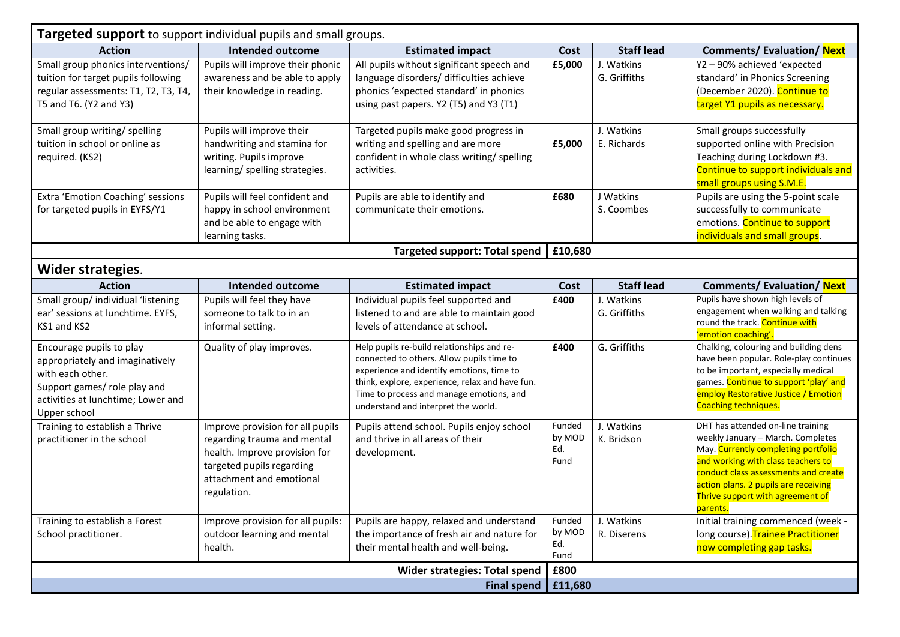## **Targeted support** to support individual pupils and small groups.

| Action | Intended outcome | Estimated impact | Cost | Staff lead | Comments/ Evaluation/ Next |
|---|---|---|---|---|---|
| Small group phonics interventions/ tuition for target pupils following regular assessments: T1, T2, T3, T4, T5 and T6. (Y2 and Y3) | Pupils will improve their phonic awareness and be able to apply their knowledge in reading. | All pupils without significant speech and language disorders/ difficulties achieve phonics 'expected standard' in phonics using past papers. Y2 (T5) and Y3 (T1) | **£5,000** | J. Watkins<br>G. Griffiths | Y2 – 90% achieved 'expected standard' in Phonics Screening (December 2020). Continue to target Y1 pupils as necessary. |
| Small group writing/ spelling tuition in school or online as required. (KS2) | Pupils will improve their handwriting and stamina for writing. Pupils improve learning/ spelling strategies. | Targeted pupils make good progress in writing and spelling and are more confident in whole class writing/ spelling activities. | **£5,000** | J. Watkins<br>E. Richards | Small groups successfully supported online with Precision Teaching during Lockdown #3. Continue to support individuals and small groups using S.M.E. |
| Extra 'Emotion Coaching' sessions for targeted pupils in EYFS/Y1 | Pupils will feel confident and happy in school environment and be able to engage with learning tasks. | Pupils are able to identify and communicate their emotions. | **£680** | J Watkins<br>S. Coombes | Pupils are using the 5-point scale successfully to communicate emotions. Continue to support individuals and small groups. |
| | | **Targeted support: Total spend** | **£10,680** | | |

## **Wider strategies**.

| Action | Intended outcome | Estimated impact | Cost | Staff lead | Comments/ Evaluation/ Next |
|---|---|---|---|---|---|
| Small group/ individual 'listening ear' sessions at lunchtime. EYFS, KS1 and KS2 | Pupils will feel they have someone to talk to in an informal setting. | Individual pupils feel supported and listened to and are able to maintain good levels of attendance at school. | **£400** | J. Watkins<br>G. Griffiths | Pupils have shown high levels of engagement when walking and talking round the track. Continue with 'emotion coaching'. |
| Encourage pupils to play appropriately and imaginatively with each other.<br>Support games/ role play and activities at lunchtime; Lower and Upper school | Quality of play improves. | Help pupils re-build relationships and re-connected to others. Allow pupils time to experience and identify emotions, time to think, explore, experience, relax and have fun. Time to process and manage emotions, and understand and interpret the world. | **£400** | G. Griffiths | Chalking, colouring and building dens have been popular. Role-play continues to be important, especially medical games. Continue to support 'play' and employ Restorative Justice / Emotion Coaching techniques. |
| Training to establish a Thrive practitioner in the school | Improve provision for all pupils regarding trauma and mental health. Improve provision for targeted pupils regarding attachment and emotional regulation. | Pupils attend school. Pupils enjoy school and thrive in all areas of their development. | Funded by MOD Ed. Fund | J. Watkins<br>K. Bridson | DHT has attended on-line training weekly January – March. Completes May. Currently completing portfolio and working with class teachers to conduct class assessments and create action plans. 2 pupils are receiving Thrive support with agreement of parents. |
| Training to establish a Forest School practitioner. | Improve provision for all pupils: outdoor learning and mental health. | Pupils are happy, relaxed and understand the importance of fresh air and nature for their mental health and well-being. | Funded by MOD Ed. Fund | J. Watkins<br>R. Diserens | Initial training commenced (week - long course).Trainee Practitioner now completing gap tasks. |
| | | **Wider strategies: Total spend** | **£800** | | |
| | | **Final spend** | **£11,680** | | |